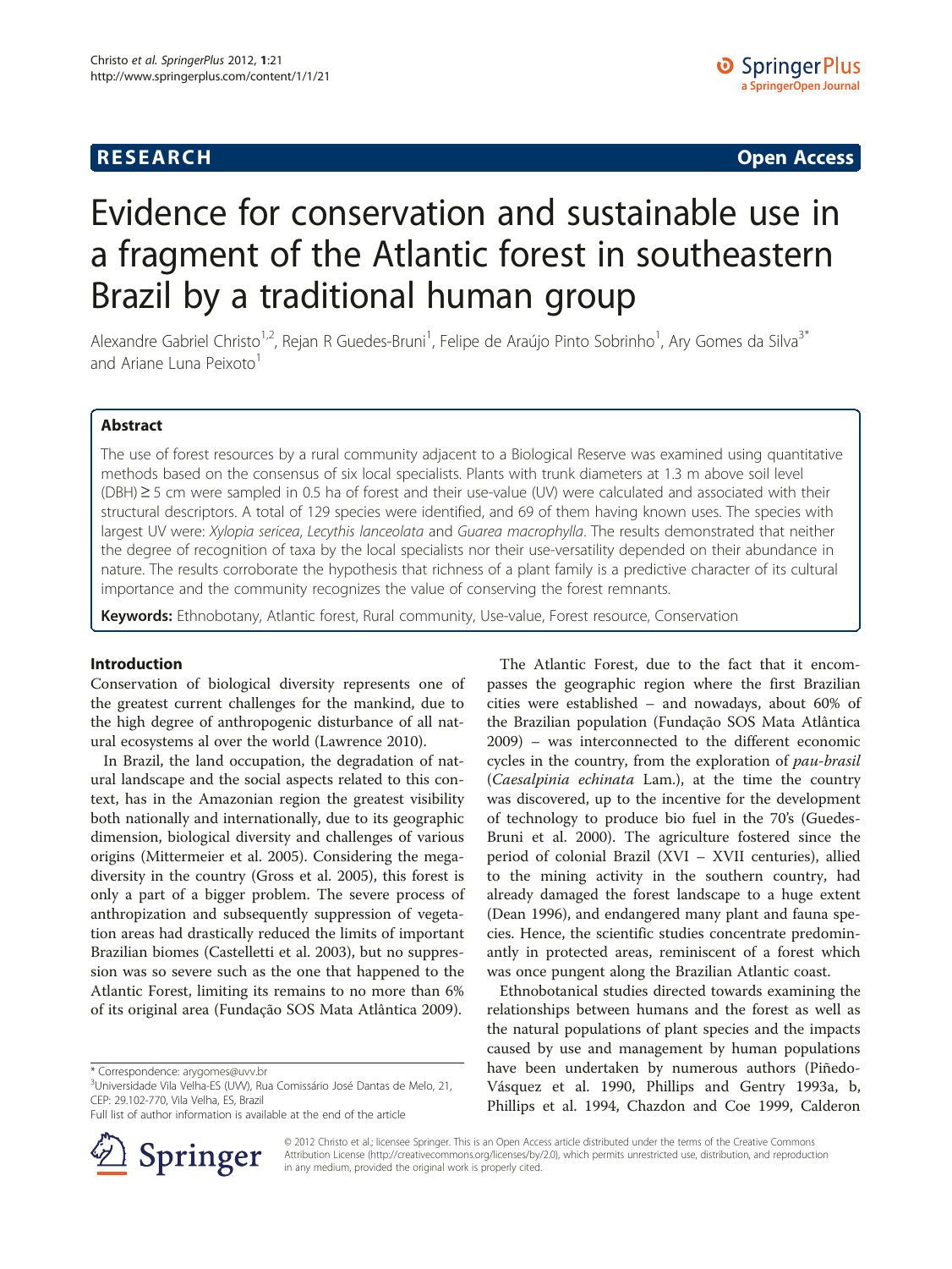**RESEARCH** **Open Access**

# Evidence for conservation and sustainable use in a fragment of the Atlantic forest in southeastern Brazil by a traditional human group

Alexandre Gabriel Christo[1,2], Rejan R Guedes-Bruni[1], Felipe de Araújo Pinto Sobrinho[1], Ary Gomes da Silva[3*] and Ariane Luna Peixoto[1]

## Abstract

The use of forest resources by a rural community adjacent to a Biological Reserve was examined using quantitative methods based on the consensus of six local specialists. Plants with trunk diameters at 1.3 m above soil level (DBH) ≥ 5 cm were sampled in 0.5 ha of forest and their use-value (UV) were calculated and associated with their structural descriptors. A total of 129 species were identified, and 69 of them having known uses. The species with largest UV were: *Xylopia sericea*, *Lecythis lanceolata* and *Guarea macrophyllla*. The results demonstrated that neither the degree of recognition of taxa by the local specialists nor their use-versatility depended on their abundance in nature. The results corroborate the hypothesis that richness of a plant family is a predictive character of its cultural importance and the community recognizes the value of conserving the forest remnants.

**Keywords:** Ethnobotany, Atlantic forest, Rural community, Use-value, Forest resource, Conservation

## Introduction

Conservation of biological diversity represents one of the greatest current challenges for the mankind, due to the high degree of anthropogenic disturbance of all natural ecosystems al over the world (Lawrence 2010).

In Brazil, the land occupation, the degradation of natural landscape and the social aspects related to this context, has in the Amazonian region the greatest visibility both nationally and internationally, due to its geographic dimension, biological diversity and challenges of various origins (Mittermeier et al. 2005). Considering the megadiversity in the country (Gross et al. 2005), this forest is only a part of a bigger problem. The severe process of anthropization and subsequently suppression of vegetation areas had drastically reduced the limits of important Brazilian biomes (Castelletti et al. 2003), but no suppression was so severe such as the one that happened to the Atlantic Forest, limiting its remains to no more than 6% of its original area (Fundação SOS Mata Atlântica 2009).

The Atlantic Forest, due to the fact that it encompasses the geographic region where the first Brazilian cities were established – and nowadays, about 60% of the Brazilian population (Fundação SOS Mata Atlântica 2009) – was interconnected to the different economic cycles in the country, from the exploration of *pau-brasil* (*Caesalpinia echinata* Lam.), at the time the country was discovered, up to the incentive for the development of technology to produce bio fuel in the 70's (Guedes-Bruni et al. 2000). The agriculture fostered since the period of colonial Brazil (XVI – XVII centuries), allied to the mining activity in the southern country, had already damaged the forest landscape to a huge extent (Dean 1996), and endangered many plant and fauna species. Hence, the scientific studies concentrate predominantly in protected areas, reminiscent of a forest which was once pungent along the Brazilian Atlantic coast.

Ethnobotanical studies directed towards examining the relationships between humans and the forest as well as the natural populations of plant species and the impacts caused by use and management by human populations have been undertaken by numerous authors (Piñedo-Vásquez et al. 1990, Phillips and Gentry 1993a, b, Phillips et al. 1994, Chazdon and Coe 1999, Calderon

\* Correspondence: arygomes@uvv.br
[3]Universidade Vila Velha-ES (UVV), Rua Comissário José Dantas de Melo, 21, CEP: 29.102-770, Vila Velha, ES, Brazil
Full list of author information is available at the end of the article

© 2012 Christo et al.; licensee Springer. This is an Open Access article distributed under the terms of the Creative Commons Attribution License (http://creativecommons.org/licenses/by/2.0), which permits unrestricted use, distribution, and reproduction in any medium, provided the original work is properly cited.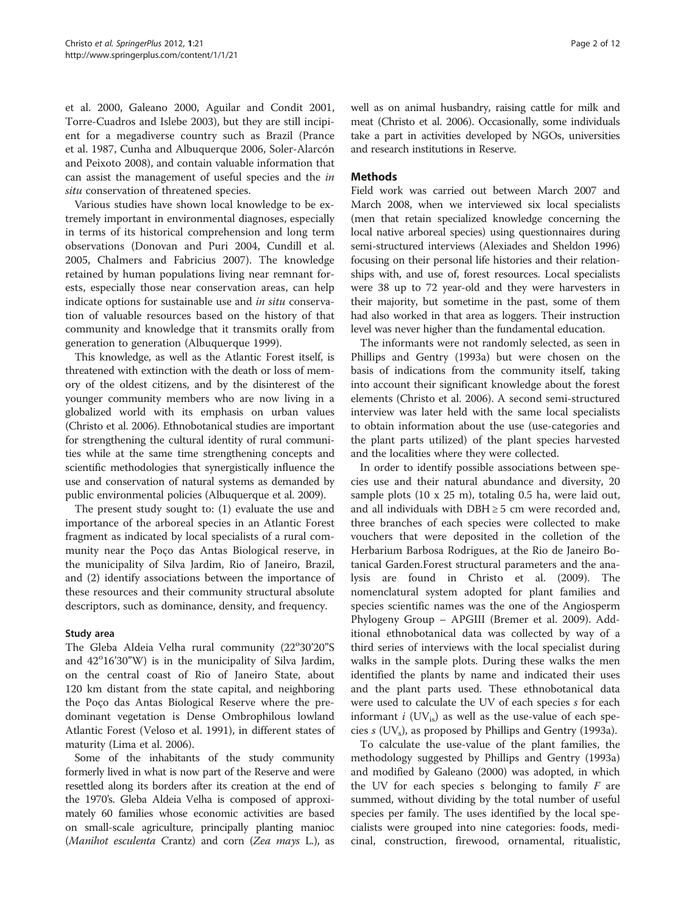et al. 2000, Galeano 2000, Aguilar and Condit 2001, Torre-Cuadros and Islebe 2003), but they are still incipient for a megadiverse country such as Brazil (Prance et al. 1987, Cunha and Albuquerque 2006, Soler-Alarcón and Peixoto 2008), and contain valuable information that can assist the management of useful species and the *in situ* conservation of threatened species.

Various studies have shown local knowledge to be extremely important in environmental diagnoses, especially in terms of its historical comprehension and long term observations (Donovan and Puri 2004, Cundill et al. 2005, Chalmers and Fabricius 2007). The knowledge retained by human populations living near remnant forests, especially those near conservation areas, can help indicate options for sustainable use and *in situ* conservation of valuable resources based on the history of that community and knowledge that it transmits orally from generation to generation (Albuquerque 1999).

This knowledge, as well as the Atlantic Forest itself, is threatened with extinction with the death or loss of memory of the oldest citizens, and by the disinterest of the younger community members who are now living in a globalized world with its emphasis on urban values (Christo et al. 2006). Ethnobotanical studies are important for strengthening the cultural identity of rural communities while at the same time strengthening concepts and scientific methodologies that synergistically influence the use and conservation of natural systems as demanded by public environmental policies (Albuquerque et al. 2009).

The present study sought to: (1) evaluate the use and importance of the arboreal species in an Atlantic Forest fragment as indicated by local specialists of a rural community near the Poço das Antas Biological reserve, in the municipality of Silva Jardim, Rio of Janeiro, Brazil, and (2) identify associations between the importance of these resources and their community structural absolute descriptors, such as dominance, density, and frequency.

### Study area

The Gleba Aldeia Velha rural community (22°30'20"S and 42°16'30"W) is in the municipality of Silva Jardim, on the central coast of Rio of Janeiro State, about 120 km distant from the state capital, and neighboring the Poço das Antas Biological Reserve where the predominant vegetation is Dense Ombrophilous lowland Atlantic Forest (Veloso et al. 1991), in different states of maturity (Lima et al. 2006).

Some of the inhabitants of the study community formerly lived in what is now part of the Reserve and were resettled along its borders after its creation at the end of the 1970's. Gleba Aldeia Velha is composed of approximately 60 families whose economic activities are based on small-scale agriculture, principally planting manioc (*Manihot esculenta* Crantz) and corn (*Zea mays* L.), as well as on animal husbandry, raising cattle for milk and meat (Christo et al. 2006). Occasionally, some individuals take a part in activities developed by NGOs, universities and research institutions in Reserve.

## Methods

Field work was carried out between March 2007 and March 2008, when we interviewed six local specialists (men that retain specialized knowledge concerning the local native arboreal species) using questionnaires during semi-structured interviews (Alexiades and Sheldon 1996) focusing on their personal life histories and their relationships with, and use of, forest resources. Local specialists were 38 up to 72 year-old and they were harvesters in their majority, but sometime in the past, some of them had also worked in that area as loggers. Their instruction level was never higher than the fundamental education.

The informants were not randomly selected, as seen in Phillips and Gentry (1993a) but were chosen on the basis of indications from the community itself, taking into account their significant knowledge about the forest elements (Christo et al. 2006). A second semi-structured interview was later held with the same local specialists to obtain information about the use (use-categories and the plant parts utilized) of the plant species harvested and the localities where they were collected.

In order to identify possible associations between species use and their natural abundance and diversity, 20 sample plots (10 x 25 m), totaling 0.5 ha, were laid out, and all individuals with DBH ≥ 5 cm were recorded and, three branches of each species were collected to make vouchers that were deposited in the colletion of the Herbarium Barbosa Rodrigues, at the Rio de Janeiro Botanical Garden.Forest structural parameters and the analysis are found in Christo et al. (2009). The nomenclatural system adopted for plant families and species scientific names was the one of the Angiosperm Phylogeny Group – APGIII (Bremer et al. 2009). Additional ethnobotanical data was collected by way of a third series of interviews with the local specialist during walks in the sample plots. During these walks the men identified the plants by name and indicated their uses and the plant parts used. These ethnobotanical data were used to calculate the UV of each species *s* for each informant *i* ($UV_{is}$) as well as the use-value of each species *s* ($UV_s$), as proposed by Phillips and Gentry (1993a).

To calculate the use-value of the plant families, the methodology suggested by Phillips and Gentry (1993a) and modified by Galeano (2000) was adopted, in which the UV for each species s belonging to family *F* are summed, without dividing by the total number of useful species per family. The uses identified by the local specialists were grouped into nine categories: foods, medicinal, construction, firewood, ornamental, ritualistic,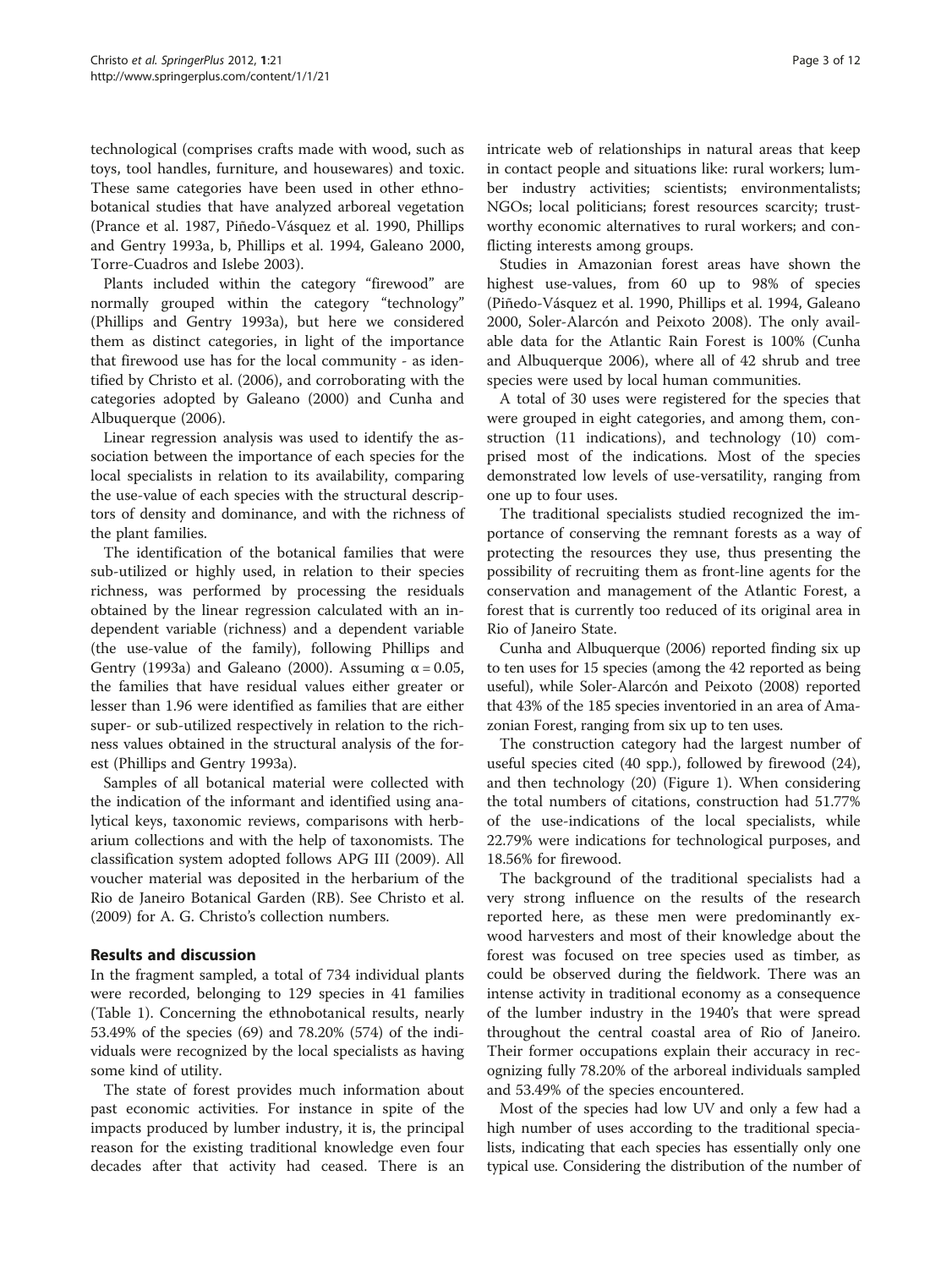technological (comprises crafts made with wood, such as toys, tool handles, furniture, and housewares) and toxic. These same categories have been used in other ethnobotanical studies that have analyzed arboreal vegetation (Prance et al. 1987, Piñedo-Vásquez et al. 1990, Phillips and Gentry 1993a, b, Phillips et al. 1994, Galeano 2000, Torre-Cuadros and Islebe 2003).

Plants included within the category "firewood" are normally grouped within the category "technology" (Phillips and Gentry 1993a), but here we considered them as distinct categories, in light of the importance that firewood use has for the local community - as identified by Christo et al. (2006), and corroborating with the categories adopted by Galeano (2000) and Cunha and Albuquerque (2006).

Linear regression analysis was used to identify the association between the importance of each species for the local specialists in relation to its availability, comparing the use-value of each species with the structural descriptors of density and dominance, and with the richness of the plant families.

The identification of the botanical families that were sub-utilized or highly used, in relation to their species richness, was performed by processing the residuals obtained by the linear regression calculated with an independent variable (richness) and a dependent variable (the use-value of the family), following Phillips and Gentry (1993a) and Galeano (2000). Assuming $\alpha = 0.05$, the families that have residual values either greater or lesser than 1.96 were identified as families that are either super- or sub-utilized respectively in relation to the richness values obtained in the structural analysis of the forest (Phillips and Gentry 1993a).

Samples of all botanical material were collected with the indication of the informant and identified using analytical keys, taxonomic reviews, comparisons with herbarium collections and with the help of taxonomists. The classification system adopted follows APG III (2009). All voucher material was deposited in the herbarium of the Rio de Janeiro Botanical Garden (RB). See Christo et al. (2009) for A. G. Christo's collection numbers.

## Results and discussion

In the fragment sampled, a total of 734 individual plants were recorded, belonging to 129 species in 41 families (Table 1). Concerning the ethnobotanical results, nearly 53.49% of the species (69) and 78.20% (574) of the individuals were recognized by the local specialists as having some kind of utility.

The state of forest provides much information about past economic activities. For instance in spite of the impacts produced by lumber industry, it is, the principal reason for the existing traditional knowledge even four decades after that activity had ceased. There is an intricate web of relationships in natural areas that keep in contact people and situations like: rural workers; lumber industry activities; scientists; environmentalists; NGOs; local politicians; forest resources scarcity; trustworthy economic alternatives to rural workers; and conflicting interests among groups.

Studies in Amazonian forest areas have shown the highest use-values, from 60 up to 98% of species (Piñedo-Vásquez et al. 1990, Phillips et al. 1994, Galeano 2000, Soler-Alarcón and Peixoto 2008). The only available data for the Atlantic Rain Forest is 100% (Cunha and Albuquerque 2006), where all of 42 shrub and tree species were used by local human communities.

A total of 30 uses were registered for the species that were grouped in eight categories, and among them, construction (11 indications), and technology (10) comprised most of the indications. Most of the species demonstrated low levels of use-versatility, ranging from one up to four uses.

The traditional specialists studied recognized the importance of conserving the remnant forests as a way of protecting the resources they use, thus presenting the possibility of recruiting them as front-line agents for the conservation and management of the Atlantic Forest, a forest that is currently too reduced of its original area in Rio of Janeiro State.

Cunha and Albuquerque (2006) reported finding six up to ten uses for 15 species (among the 42 reported as being useful), while Soler-Alarcón and Peixoto (2008) reported that 43% of the 185 species inventoried in an area of Amazonian Forest, ranging from six up to ten uses.

The construction category had the largest number of useful species cited (40 spp.), followed by firewood (24), and then technology (20) (Figure 1). When considering the total numbers of citations, construction had 51.77% of the use-indications of the local specialists, while 22.79% were indications for technological purposes, and 18.56% for firewood.

The background of the traditional specialists had a very strong influence on the results of the research reported here, as these men were predominantly ex-wood harvesters and most of their knowledge about the forest was focused on tree species used as timber, as could be observed during the fieldwork. There was an intense activity in traditional economy as a consequence of the lumber industry in the 1940's that were spread throughout the central coastal area of Rio of Janeiro. Their former occupations explain their accuracy in recognizing fully 78.20% of the arboreal individuals sampled and 53.49% of the species encountered.

Most of the species had low UV and only a few had a high number of uses according to the traditional specialists, indicating that each species has essentially only one typical use. Considering the distribution of the number of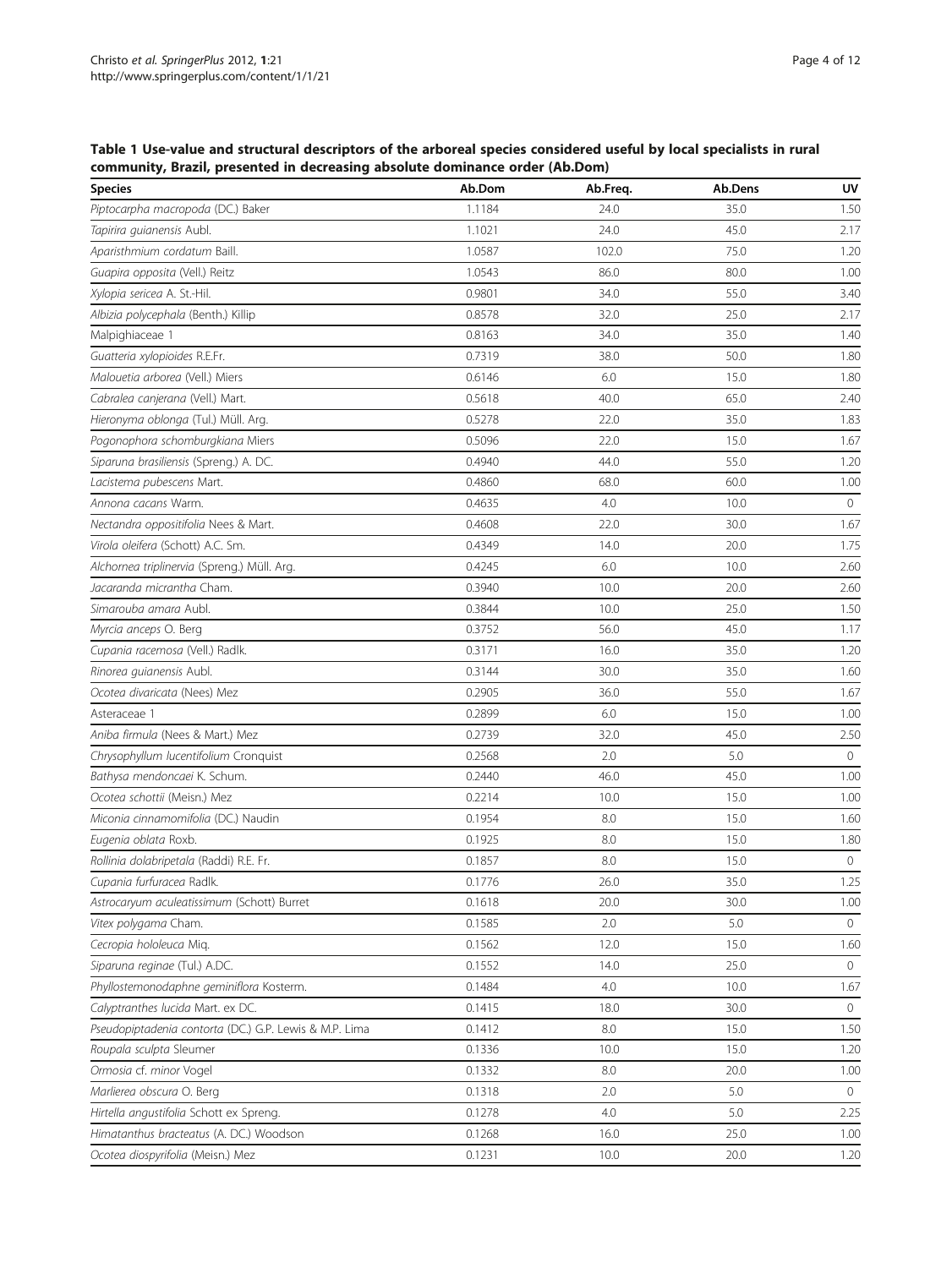**Table 1 Use-value and structural descriptors of the arboreal species considered useful by local specialists in rural community, Brazil, presented in decreasing absolute dominance order (Ab.Dom)**

| Species | Ab.Dom | Ab.Freq. | Ab.Dens | UV |
|---|---|---|---|---|
| *Piptocarpha macropoda* (DC.) Baker | 1.1184 | 24.0 | 35.0 | 1.50 |
| *Tapirira guianensis* Aubl. | 1.1021 | 24.0 | 45.0 | 2.17 |
| *Aparisthmium cordatum* Baill. | 1.0587 | 102.0 | 75.0 | 1.20 |
| *Guapira opposita* (Vell.) Reitz | 1.0543 | 86.0 | 80.0 | 1.00 |
| *Xylopia sericea* A. St.-Hil. | 0.9801 | 34.0 | 55.0 | 3.40 |
| *Albizia polycephala* (Benth.) Killip | 0.8578 | 32.0 | 25.0 | 2.17 |
| Malpighiaceae 1 | 0.8163 | 34.0 | 35.0 | 1.40 |
| *Guatteria xylopioides* R.E.Fr. | 0.7319 | 38.0 | 50.0 | 1.80 |
| *Malouetia arborea* (Vell.) Miers | 0.6146 | 6.0 | 15.0 | 1.80 |
| *Cabralea canjerana* (Vell.) Mart. | 0.5618 | 40.0 | 65.0 | 2.40 |
| *Hieronyma oblonga* (Tul.) Müll. Arg. | 0.5278 | 22.0 | 35.0 | 1.83 |
| *Pogonophora schomburgkiana* Miers | 0.5096 | 22.0 | 15.0 | 1.67 |
| *Siparuna brasiliensis* (Spreng.) A. DC. | 0.4940 | 44.0 | 55.0 | 1.20 |
| *Lacistema pubescens* Mart. | 0.4860 | 68.0 | 60.0 | 1.00 |
| *Annona cacans* Warm. | 0.4635 | 4.0 | 10.0 | 0 |
| *Nectandra oppositifolia* Nees & Mart. | 0.4608 | 22.0 | 30.0 | 1.67 |
| *Virola oleifera* (Schott) A.C. Sm. | 0.4349 | 14.0 | 20.0 | 1.75 |
| *Alchornea triplinervia* (Spreng.) Müll. Arg. | 0.4245 | 6.0 | 10.0 | 2.60 |
| *Jacaranda micrantha* Cham. | 0.3940 | 10.0 | 20.0 | 2.60 |
| *Simarouba amara* Aubl. | 0.3844 | 10.0 | 25.0 | 1.50 |
| *Myrcia anceps* O. Berg | 0.3752 | 56.0 | 45.0 | 1.17 |
| *Cupania racemosa* (Vell.) Radlk. | 0.3171 | 16.0 | 35.0 | 1.20 |
| *Rinorea guianensis* Aubl. | 0.3144 | 30.0 | 35.0 | 1.60 |
| *Ocotea divaricata* (Nees) Mez | 0.2905 | 36.0 | 55.0 | 1.67 |
| Asteraceae 1 | 0.2899 | 6.0 | 15.0 | 1.00 |
| *Aniba firmula* (Nees & Mart.) Mez | 0.2739 | 32.0 | 45.0 | 2.50 |
| *Chrysophyllum lucentifolium* Cronquist | 0.2568 | 2.0 | 5.0 | 0 |
| *Bathysa mendoncaei* K. Schum. | 0.2440 | 46.0 | 45.0 | 1.00 |
| *Ocotea schottii* (Meisn.) Mez | 0.2214 | 10.0 | 15.0 | 1.00 |
| *Miconia cinnamomifolia* (DC.) Naudin | 0.1954 | 8.0 | 15.0 | 1.60 |
| *Eugenia oblata* Roxb. | 0.1925 | 8.0 | 15.0 | 1.80 |
| *Rollinia dolabripetala* (Raddi) R.E. Fr. | 0.1857 | 8.0 | 15.0 | 0 |
| *Cupania furfuracea* Radlk. | 0.1776 | 26.0 | 35.0 | 1.25 |
| *Astrocaryum aculeatissimum* (Schott) Burret | 0.1618 | 20.0 | 30.0 | 1.00 |
| *Vitex polygama* Cham. | 0.1585 | 2.0 | 5.0 | 0 |
| *Cecropia hololeuca* Miq. | 0.1562 | 12.0 | 15.0 | 1.60 |
| *Siparuna reginae* (Tul.) A.DC. | 0.1552 | 14.0 | 25.0 | 0 |
| *Phyllostemonodaphne geminiflora* Kosterm. | 0.1484 | 4.0 | 10.0 | 1.67 |
| *Calyptranthes lucida* Mart. ex DC. | 0.1415 | 18.0 | 30.0 | 0 |
| *Pseudopiptadenia contorta* (DC.) G.P. Lewis & M.P. Lima | 0.1412 | 8.0 | 15.0 | 1.50 |
| *Roupala sculpta* Sleumer | 0.1336 | 10.0 | 15.0 | 1.20 |
| *Ormosia* cf. *minor* Vogel | 0.1332 | 8.0 | 20.0 | 1.00 |
| *Marlierea obscura* O. Berg | 0.1318 | 2.0 | 5.0 | 0 |
| *Hirtella angustifolia* Schott ex Spreng. | 0.1278 | 4.0 | 5.0 | 2.25 |
| *Himatanthus bracteatus* (A. DC.) Woodson | 0.1268 | 16.0 | 25.0 | 1.00 |
| *Ocotea diospyrifolia* (Meisn.) Mez | 0.1231 | 10.0 | 20.0 | 1.20 |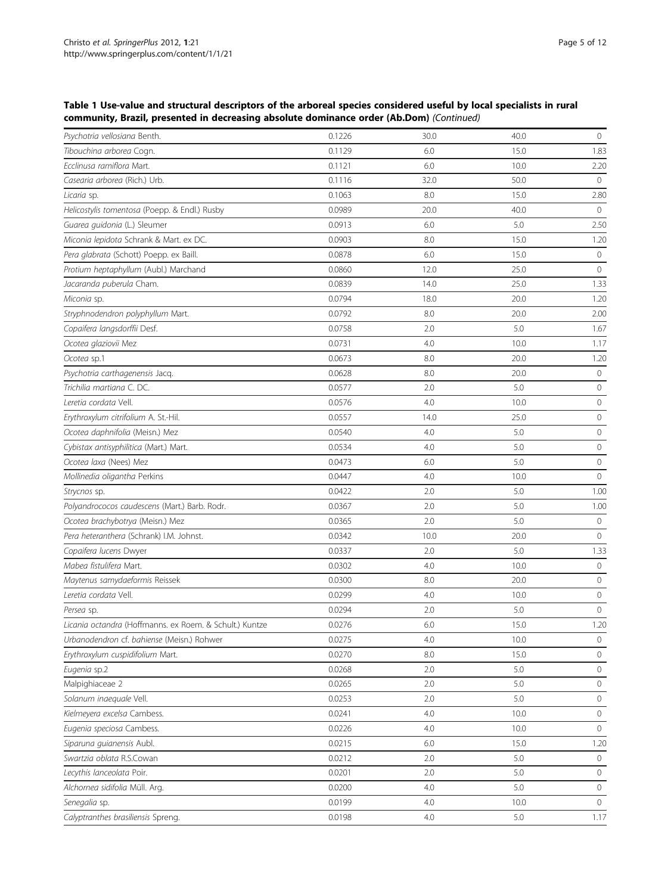**Table 1 Use-value and structural descriptors of the arboreal species considered useful by local specialists in rural community, Brazil, presented in decreasing absolute dominance order (Ab.Dom)** *(Continued)*

| | | | | |
|---|---|---|---|---|
| *Psychotria vellosiana* Benth. | 0.1226 | 30.0 | 40.0 | 0 |
| *Tibouchina arborea* Cogn. | 0.1129 | 6.0 | 15.0 | 1.83 |
| *Ecclinusa ramiflora* Mart. | 0.1121 | 6.0 | 10.0 | 2.20 |
| *Casearia arborea* (Rich.) Urb. | 0.1116 | 32.0 | 50.0 | 0 |
| *Licaria* sp. | 0.1063 | 8.0 | 15.0 | 2.80 |
| *Helicostylis tomentosa* (Poepp. & Endl.) Rusby | 0.0989 | 20.0 | 40.0 | 0 |
| *Guarea guidonia* (L.) Sleumer | 0.0913 | 6.0 | 5.0 | 2.50 |
| *Miconia lepidota* Schrank & Mart. ex DC. | 0.0903 | 8.0 | 15.0 | 1.20 |
| *Pera glabrata* (Schott) Poepp. ex Baill. | 0.0878 | 6.0 | 15.0 | 0 |
| *Protium heptaphyllum* (Aubl.) Marchand | 0.0860 | 12.0 | 25.0 | 0 |
| *Jacaranda puberula* Cham. | 0.0839 | 14.0 | 25.0 | 1.33 |
| *Miconia* sp. | 0.0794 | 18.0 | 20.0 | 1.20 |
| *Stryphnodendron polyphyllum* Mart. | 0.0792 | 8.0 | 20.0 | 2.00 |
| *Copaifera langsdorffii* Desf. | 0.0758 | 2.0 | 5.0 | 1.67 |
| *Ocotea glaziovii* Mez | 0.0731 | 4.0 | 10.0 | 1.17 |
| *Ocotea* sp.1 | 0.0673 | 8.0 | 20.0 | 1.20 |
| *Psychotria carthagenensis* Jacq. | 0.0628 | 8.0 | 20.0 | 0 |
| *Trichilia martiana* C. DC. | 0.0577 | 2.0 | 5.0 | 0 |
| *Leretia cordata* Vell. | 0.0576 | 4.0 | 10.0 | 0 |
| *Erythroxylum citrifolium* A. St.-Hil. | 0.0557 | 14.0 | 25.0 | 0 |
| *Ocotea daphnifolia* (Meisn.) Mez | 0.0540 | 4.0 | 5.0 | 0 |
| *Cybistax antisyphilitica* (Mart.) Mart. | 0.0534 | 4.0 | 5.0 | 0 |
| *Ocotea laxa* (Nees) Mez | 0.0473 | 6.0 | 5.0 | 0 |
| *Mollinedia oligantha* Perkins | 0.0447 | 4.0 | 10.0 | 0 |
| *Strycnos* sp. | 0.0422 | 2.0 | 5.0 | 1.00 |
| *Polyandrococos caudescens* (Mart.) Barb. Rodr. | 0.0367 | 2.0 | 5.0 | 1.00 |
| *Ocotea brachybotrya* (Meisn.) Mez | 0.0365 | 2.0 | 5.0 | 0 |
| *Pera heteranthera* (Schrank) I.M. Johnst. | 0.0342 | 10.0 | 20.0 | 0 |
| *Copaifera lucens* Dwyer | 0.0337 | 2.0 | 5.0 | 1.33 |
| *Mabea fistulifera* Mart. | 0.0302 | 4.0 | 10.0 | 0 |
| *Maytenus samydaeformis* Reissek | 0.0300 | 8.0 | 20.0 | 0 |
| *Leretia cordata* Vell. | 0.0299 | 4.0 | 10.0 | 0 |
| *Persea* sp. | 0.0294 | 2.0 | 5.0 | 0 |
| *Licania octandra* (Hoffmanns. ex Roem. & Schult.) Kuntze | 0.0276 | 6.0 | 15.0 | 1.20 |
| *Urbanodendron* cf. *bahiense* (Meisn.) Rohwer | 0.0275 | 4.0 | 10.0 | 0 |
| *Erythroxylum cuspidifolium* Mart. | 0.0270 | 8.0 | 15.0 | 0 |
| *Eugenia* sp.2 | 0.0268 | 2.0 | 5.0 | 0 |
| Malpighiaceae 2 | 0.0265 | 2.0 | 5.0 | 0 |
| *Solanum inaequale* Vell. | 0.0253 | 2.0 | 5.0 | 0 |
| *Kielmeyera excelsa* Cambess. | 0.0241 | 4.0 | 10.0 | 0 |
| *Eugenia speciosa* Cambess. | 0.0226 | 4.0 | 10.0 | 0 |
| *Siparuna guianensis* Aubl. | 0.0215 | 6.0 | 15.0 | 1.20 |
| *Swartzia oblata* R.S.Cowan | 0.0212 | 2.0 | 5.0 | 0 |
| *Lecythis lanceolata* Poir. | 0.0201 | 2.0 | 5.0 | 0 |
| *Alchornea sidifolia* Müll. Arg. | 0.0200 | 4.0 | 5.0 | 0 |
| *Senegalia* sp. | 0.0199 | 4.0 | 10.0 | 0 |
| *Calyptranthes brasiliensis* Spreng. | 0.0198 | 4.0 | 5.0 | 1.17 |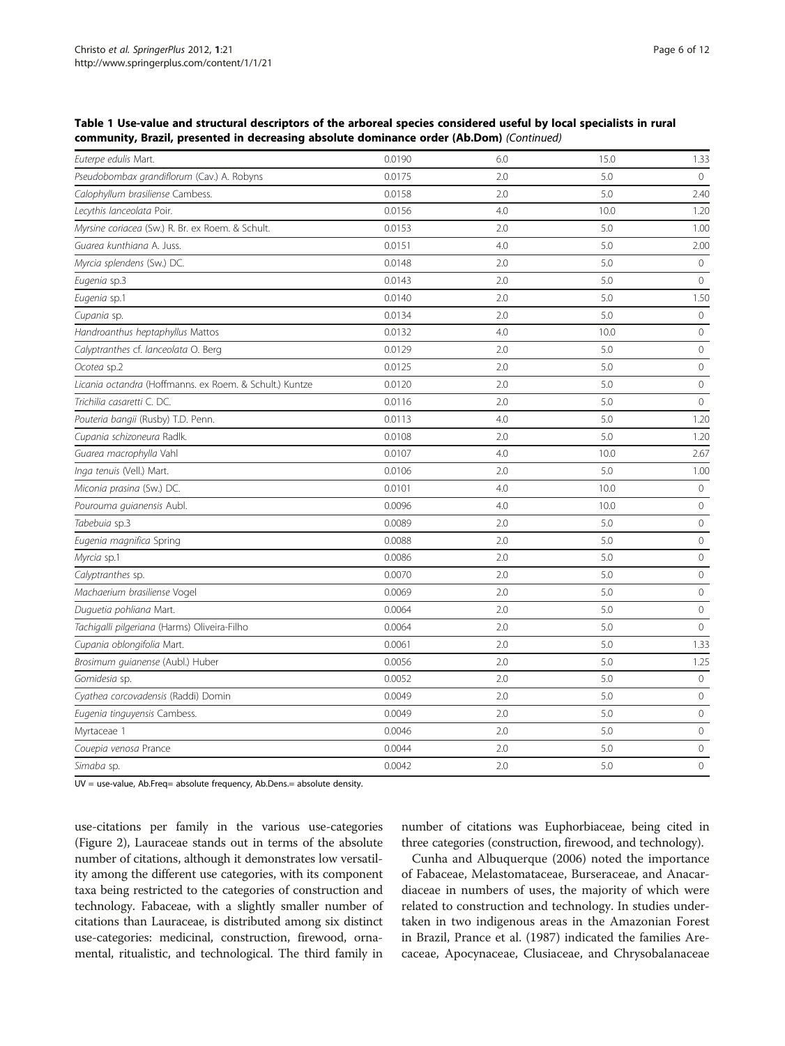**Table 1 Use-value and structural descriptors of the arboreal species considered useful by local specialists in rural community, Brazil, presented in decreasing absolute dominance order (Ab.Dom)** *(Continued)*

| | | | | |
|---|---|---|---|---|
| *Euterpe edulis* Mart. | 0.0190 | 6.0 | 15.0 | 1.33 |
| *Pseudobombax grandiflorum* (Cav.) A. Robyns | 0.0175 | 2.0 | 5.0 | 0 |
| *Calophyllum brasiliense* Cambess. | 0.0158 | 2.0 | 5.0 | 2.40 |
| *Lecythis lanceolata* Poir. | 0.0156 | 4.0 | 10.0 | 1.20 |
| *Myrsine coriacea* (Sw.) R. Br. ex Roem. & Schult. | 0.0153 | 2.0 | 5.0 | 1.00 |
| *Guarea kunthiana* A. Juss. | 0.0151 | 4.0 | 5.0 | 2.00 |
| *Myrcia splendens* (Sw.) DC. | 0.0148 | 2.0 | 5.0 | 0 |
| *Eugenia* sp.3 | 0.0143 | 2.0 | 5.0 | 0 |
| *Eugenia* sp.1 | 0.0140 | 2.0 | 5.0 | 1.50 |
| *Cupania* sp. | 0.0134 | 2.0 | 5.0 | 0 |
| *Handroanthus heptaphyllus* Mattos | 0.0132 | 4.0 | 10.0 | 0 |
| *Calyptranthes* cf. *lanceolata* O. Berg | 0.0129 | 2.0 | 5.0 | 0 |
| *Ocotea* sp.2 | 0.0125 | 2.0 | 5.0 | 0 |
| *Licania octandra* (Hoffmanns. ex Roem. & Schult.) Kuntze | 0.0120 | 2.0 | 5.0 | 0 |
| *Trichilia casaretti* C. DC. | 0.0116 | 2.0 | 5.0 | 0 |
| *Pouteria bangii* (Rusby) T.D. Penn. | 0.0113 | 4.0 | 5.0 | 1.20 |
| *Cupania schizoneura* Radlk. | 0.0108 | 2.0 | 5.0 | 1.20 |
| *Guarea macrophylla* Vahl | 0.0107 | 4.0 | 10.0 | 2.67 |
| *Inga tenuis* (Vell.) Mart. | 0.0106 | 2.0 | 5.0 | 1.00 |
| *Miconia prasina* (Sw.) DC. | 0.0101 | 4.0 | 10.0 | 0 |
| *Pourouma guianensis* Aubl. | 0.0096 | 4.0 | 10.0 | 0 |
| *Tabebuia* sp.3 | 0.0089 | 2.0 | 5.0 | 0 |
| *Eugenia magnifica* Spring | 0.0088 | 2.0 | 5.0 | 0 |
| *Myrcia* sp.1 | 0.0086 | 2.0 | 5.0 | 0 |
| *Calyptranthes* sp. | 0.0070 | 2.0 | 5.0 | 0 |
| *Machaerium brasiliense* Vogel | 0.0069 | 2.0 | 5.0 | 0 |
| *Duguetia pohliana* Mart. | 0.0064 | 2.0 | 5.0 | 0 |
| *Tachigalli pilgeriana* (Harms) Oliveira-Filho | 0.0064 | 2.0 | 5.0 | 0 |
| *Cupania oblongifolia* Mart. | 0.0061 | 2.0 | 5.0 | 1.33 |
| *Brosimum guianense* (Aubl.) Huber | 0.0056 | 2.0 | 5.0 | 1.25 |
| *Gomidesia* sp. | 0.0052 | 2.0 | 5.0 | 0 |
| *Cyathea corcovadensis* (Raddi) Domin | 0.0049 | 2.0 | 5.0 | 0 |
| *Eugenia tinguyensis* Cambess. | 0.0049 | 2.0 | 5.0 | 0 |
| Myrtaceae 1 | 0.0046 | 2.0 | 5.0 | 0 |
| *Couepia venosa* Prance | 0.0044 | 2.0 | 5.0 | 0 |
| *Simaba* sp. | 0.0042 | 2.0 | 5.0 | 0 |

UV = use-value, Ab.Freq= absolute frequency, Ab.Dens.= absolute density.

use-citations per family in the various use-categories (Figure 2), Lauraceae stands out in terms of the absolute number of citations, although it demonstrates low versatility among the different use categories, with its component taxa being restricted to the categories of construction and technology. Fabaceae, with a slightly smaller number of citations than Lauraceae, is distributed among six distinct use-categories: medicinal, construction, firewood, ornamental, ritualistic, and technological. The third family in number of citations was Euphorbiaceae, being cited in three categories (construction, firewood, and technology).

Cunha and Albuquerque (2006) noted the importance of Fabaceae, Melastomataceae, Burseraceae, and Anacardiaceae in numbers of uses, the majority of which were related to construction and technology. In studies undertaken in two indigenous areas in the Amazonian Forest in Brazil, Prance et al. (1987) indicated the families Arecaceae, Apocynaceae, Clusiaceae, and Chrysobalanaceae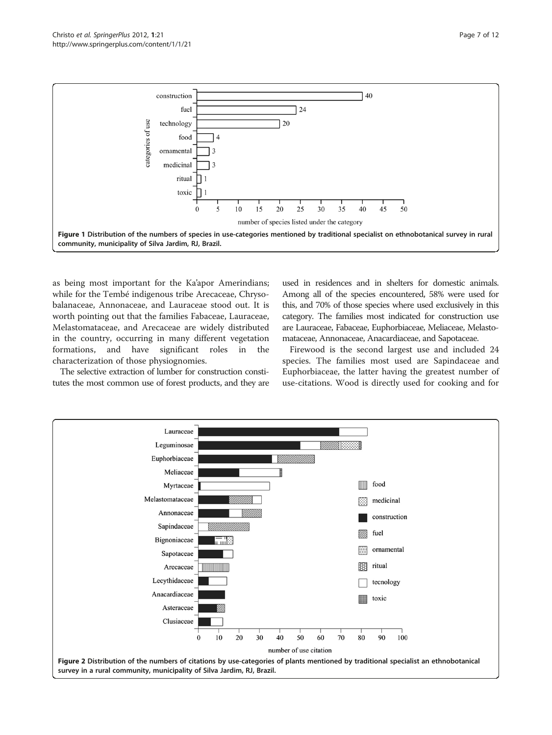**Figure 1** Distribution of the numbers of species in use-categories mentioned by traditional specialist on ethnobotanical survey in rural community, municipality of Silva Jardim, RJ, Brazil.

as being most important for the Ka'apor Amerindians; while for the Tembé indigenous tribe Arecaceae, Chrysobalanaceae, Annonaceae, and Lauraceae stood out. It is worth pointing out that the families Fabaceae, Lauraceae, Melastomataceae, and Arecaceae are widely distributed in the country, occurring in many different vegetation formations, and have significant roles in the characterization of those physiognomies.

The selective extraction of lumber for construction constitutes the most common use of forest products, and they are used in residences and in shelters for domestic animals. Among all of the species encountered, 58% were used for this, and 70% of those species where used exclusively in this category. The families most indicated for construction use are Lauraceae, Fabaceae, Euphorbiaceae, Meliaceae, Melastomataceae, Annonaceae, Anacardiaceae, and Sapotaceae.

Firewood is the second largest use and included 24 species. The families most used are Sapindaceae and Euphorbiaceae, the latter having the greatest number of use-citations. Wood is directly used for cooking and for

**Figure 2** Distribution of the numbers of citations by use-categories of plants mentioned by traditional specialist an ethnobotanical survey in a rural community, municipality of Silva Jardim, RJ, Brazil.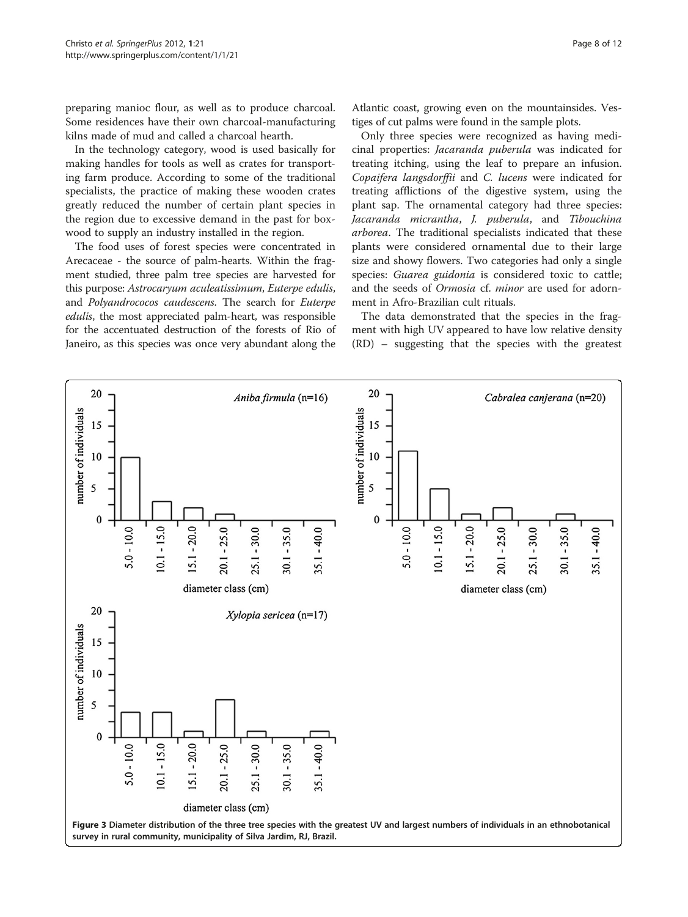preparing manioc flour, as well as to produce charcoal. Some residences have their own charcoal-manufacturing kilns made of mud and called a charcoal hearth.

In the technology category, wood is used basically for making handles for tools as well as crates for transporting farm produce. According to some of the traditional specialists, the practice of making these wooden crates greatly reduced the number of certain plant species in the region due to excessive demand in the past for boxwood to supply an industry installed in the region.

The food uses of forest species were concentrated in Arecaceae - the source of palm-hearts. Within the fragment studied, three palm tree species are harvested for this purpose: *Astrocaryum aculeatissimum*, *Euterpe edulis*, and *Polyandrococos caudescens*. The search for *Euterpe edulis*, the most appreciated palm-heart, was responsible for the accentuated destruction of the forests of Rio of Janeiro, as this species was once very abundant along the Atlantic coast, growing even on the mountainsides. Vestiges of cut palms were found in the sample plots.

Only three species were recognized as having medicinal properties: *Jacaranda puberula* was indicated for treating itching, using the leaf to prepare an infusion. *Copaifera langsdorffii* and *C. lucens* were indicated for treating afflictions of the digestive system, using the plant sap. The ornamental category had three species: *Jacaranda micrantha*, *J. puberula*, and *Tibouchina arborea*. The traditional specialists indicated that these plants were considered ornamental due to their large size and showy flowers. Two categories had only a single species: *Guarea guidonia* is considered toxic to cattle; and the seeds of *Ormosia* cf. *minor* are used for adornment in Afro-Brazilian cult rituals.

The data demonstrated that the species in the fragment with high UV appeared to have low relative density (RD) – suggesting that the species with the greatest

*Aniba firmula* (n=16)

*Cabralea canjerana* (n=20)

*Xylopia sericea* (n=17)

number of individuals

0
5
10
15
20

5.0 - 10.0
10.1 - 15.0
15.1 - 20.0
20.1 - 25.0
25.1 - 30.0
30.1 - 35.0
35.1 - 40.0

diameter class (cm)

**Figure 3 Diameter distribution of the three tree species with the greatest UV and largest numbers of individuals in an ethnobotanical survey in rural community, municipality of Silva Jardim, RJ, Brazil.**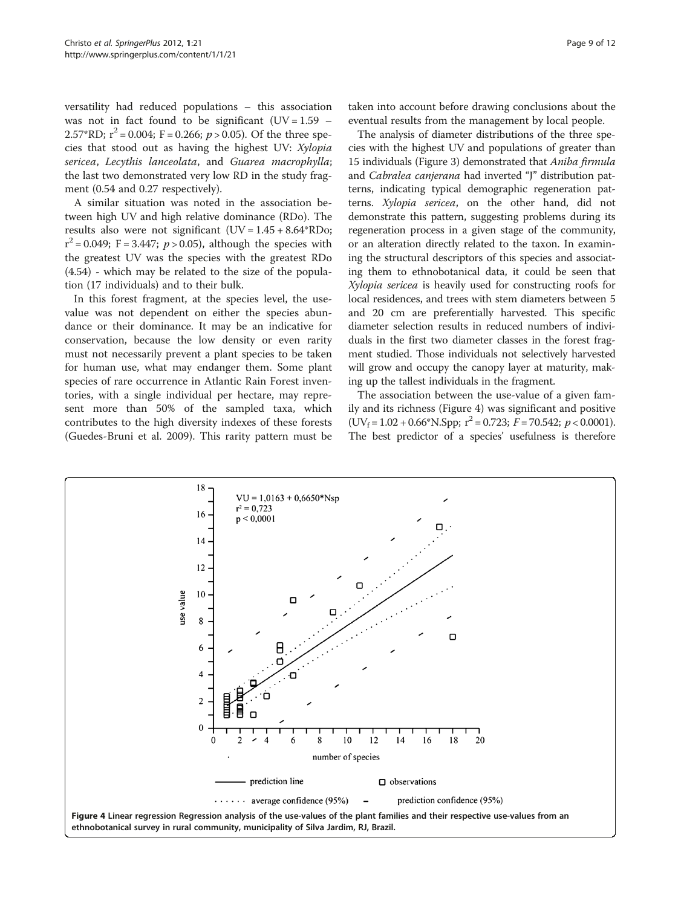versatility had reduced populations – this association was not in fact found to be significant ($UV = 1.59 - 2.57*RD$; $r^2 = 0.004$; $F = 0.266$; $p > 0.05$). Of the three species that stood out as having the highest UV: *Xylopia sericea*, *Lecythis lanceolata*, and *Guarea macrophylla*; the last two demonstrated very low RD in the study fragment (0.54 and 0.27 respectively).

A similar situation was noted in the association between high UV and high relative dominance (RDo). The results also were not significant ($UV = 1.45 + 8.64*RDo$; $r^2 = 0.049$; $F = 3.447$; $p > 0.05$), although the species with the greatest UV was the species with the greatest RDo (4.54) - which may be related to the size of the population (17 individuals) and to their bulk.

In this forest fragment, at the species level, the use-value was not dependent on either the species abundance or their dominance. It may be an indicative for conservation, because the low density or even rarity must not necessarily prevent a plant species to be taken for human use, what may endanger them. Some plant species of rare occurrence in Atlantic Rain Forest inventories, with a single individual per hectare, may represent more than 50% of the sampled taxa, which contributes to the high diversity indexes of these forests (Guedes-Bruni et al. 2009). This rarity pattern must be taken into account before drawing conclusions about the eventual results from the management by local people.

The analysis of diameter distributions of the three species with the highest UV and populations of greater than 15 individuals (Figure 3) demonstrated that *Aniba firmula* and *Cabralea canjerana* had inverted "J" distribution patterns, indicating typical demographic regeneration patterns. *Xylopia sericea*, on the other hand, did not demonstrate this pattern, suggesting problems during its regeneration process in a given stage of the community, or an alteration directly related to the taxon. In examining the structural descriptors of this species and associating them to ethnobotanical data, it could be seen that *Xylopia sericea* is heavily used for constructing roofs for local residences, and trees with stem diameters between 5 and 20 cm are preferentially harvested. This specific diameter selection results in reduced numbers of individuals in the first two diameter classes in the forest fragment studied. Those individuals not selectively harvested will grow and occupy the canopy layer at maturity, making up the tallest individuals in the fragment.

The association between the use-value of a given family and its richness (Figure 4) was significant and positive ($UV_f = 1.02 + 0.66*N.Spp$; $r^2 = 0.723$; $F = 70.542$; $p < 0.0001$). The best predictor of a species' usefulness is therefore

**Figure 4 Linear regression** Regression analysis of the use-values of the plant families and their respective use-values from an ethnobotanical survey in rural community, municipality of Silva Jardim, RJ, Brazil.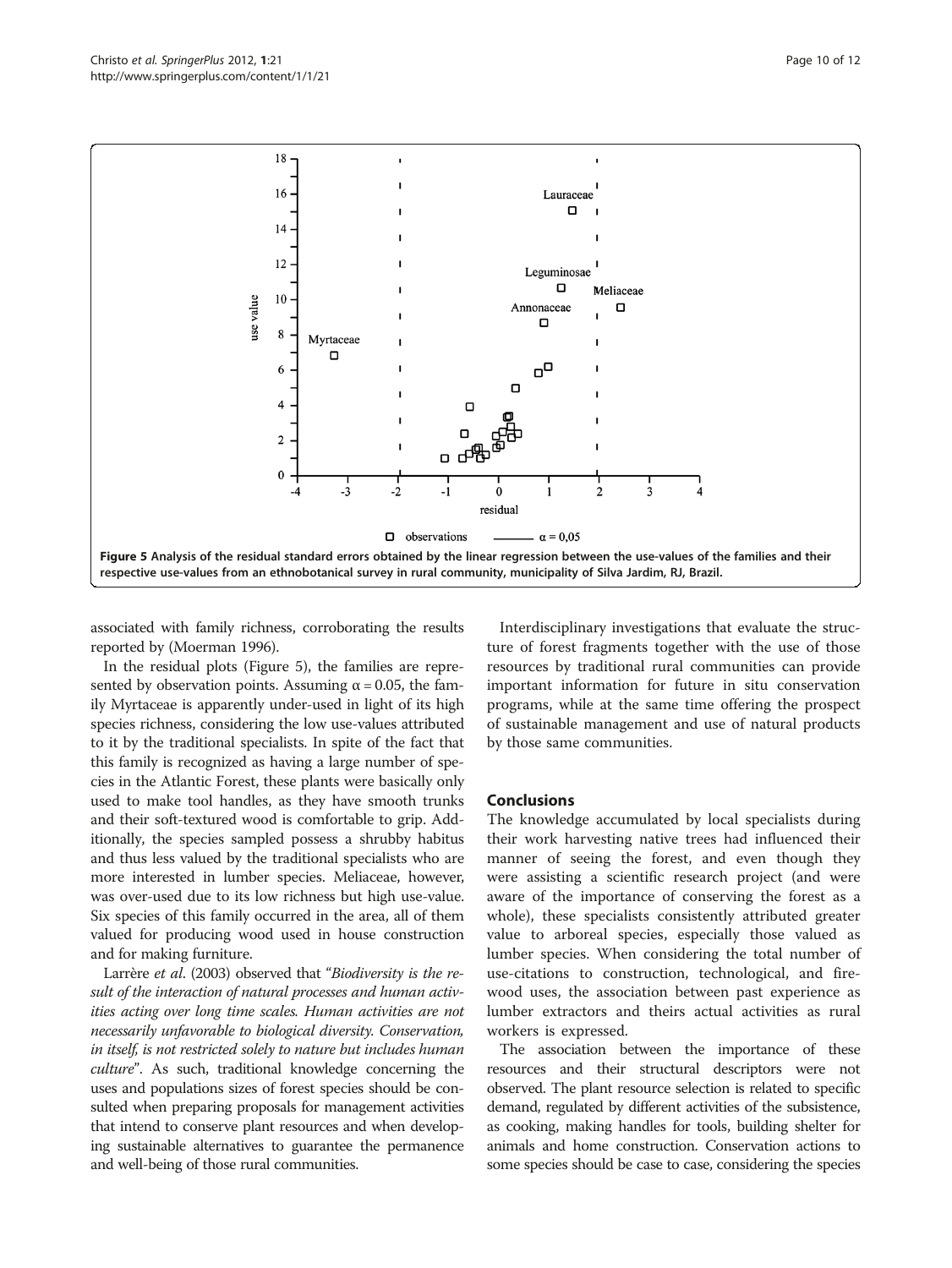**Figure 5 Analysis of the residual standard errors obtained by the linear regression between the use-values of the families and their respective use-values from an ethnobotanical survey in rural community, municipality of Silva Jardim, RJ, Brazil.**

associated with family richness, corroborating the results reported by (Moerman 1996).

In the residual plots (Figure 5), the families are represented by observation points. Assuming $\alpha = 0.05$, the family Myrtaceae is apparently under-used in light of its high species richness, considering the low use-values attributed to it by the traditional specialists. In spite of the fact that this family is recognized as having a large number of species in the Atlantic Forest, these plants were basically only used to make tool handles, as they have smooth trunks and their soft-textured wood is comfortable to grip. Additionally, the species sampled possess a shrubby habitus and thus less valued by the traditional specialists who are more interested in lumber species. Meliaceae, however, was over-used due to its low richness but high use-value. Six species of this family occurred in the area, all of them valued for producing wood used in house construction and for making furniture.

Larrère *et al*. (2003) observed that "*Biodiversity is the result of the interaction of natural processes and human activities acting over long time scales. Human activities are not necessarily unfavorable to biological diversity. Conservation, in itself, is not restricted solely to nature but includes human culture*". As such, traditional knowledge concerning the uses and populations sizes of forest species should be consulted when preparing proposals for management activities that intend to conserve plant resources and when developing sustainable alternatives to guarantee the permanence and well-being of those rural communities.

Interdisciplinary investigations that evaluate the structure of forest fragments together with the use of those resources by traditional rural communities can provide important information for future in situ conservation programs, while at the same time offering the prospect of sustainable management and use of natural products by those same communities.

## Conclusions

The knowledge accumulated by local specialists during their work harvesting native trees had influenced their manner of seeing the forest, and even though they were assisting a scientific research project (and were aware of the importance of conserving the forest as a whole), these specialists consistently attributed greater value to arboreal species, especially those valued as lumber species. When considering the total number of use-citations to construction, technological, and firewood uses, the association between past experience as lumber extractors and theirs actual activities as rural workers is expressed.

The association between the importance of these resources and their structural descriptors were not observed. The plant resource selection is related to specific demand, regulated by different activities of the subsistence, as cooking, making handles for tools, building shelter for animals and home construction. Conservation actions to some species should be case to case, considering the species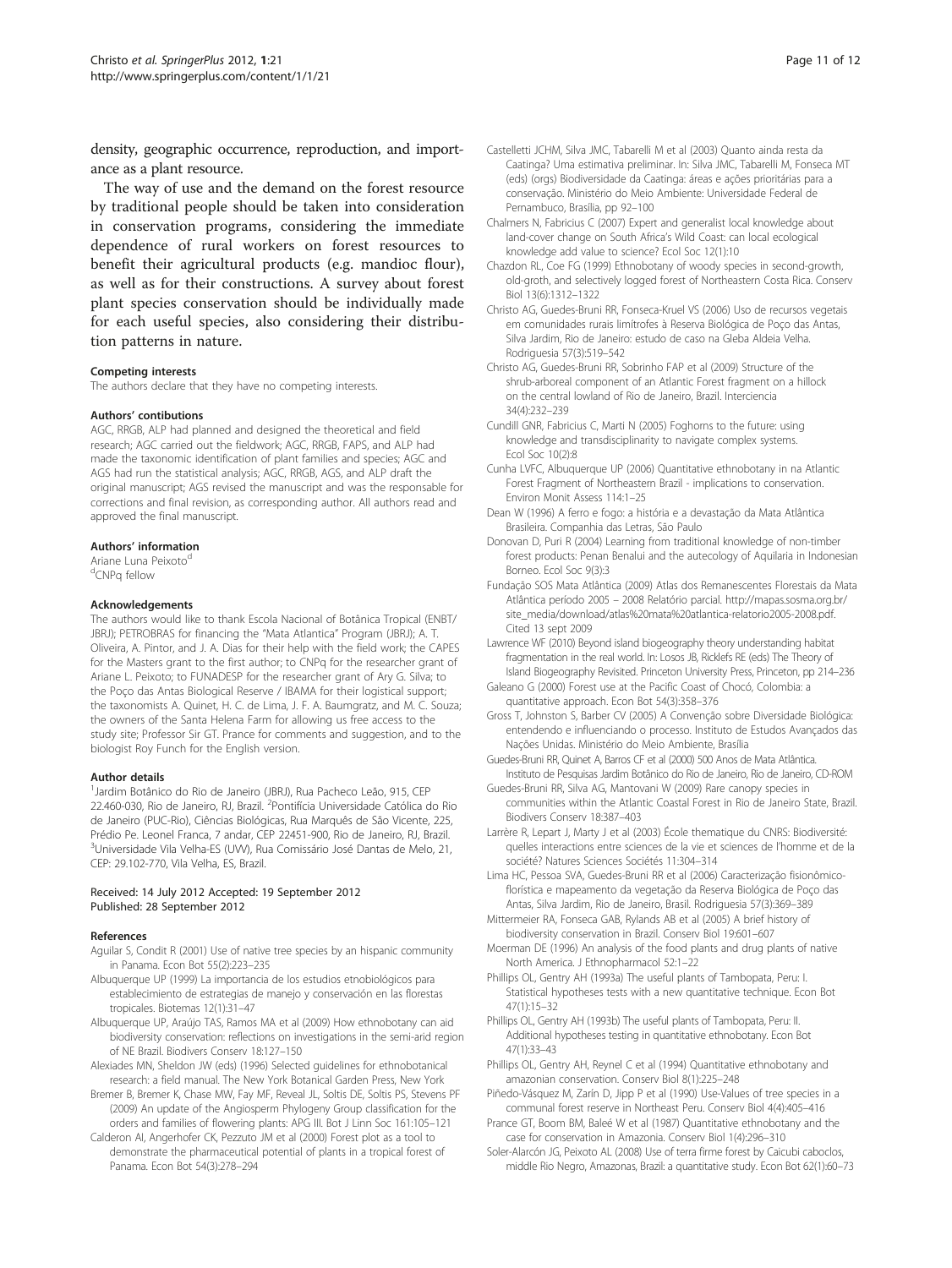density, geographic occurrence, reproduction, and importance as a plant resource.

The way of use and the demand on the forest resource by traditional people should be taken into consideration in conservation programs, considering the immediate dependence of rural workers on forest resources to benefit their agricultural products (e.g. mandioc flour), as well as for their constructions. A survey about forest plant species conservation should be individually made for each useful species, also considering their distribution patterns in nature.

#### Competing interests

The authors declare that they have no competing interests.

#### Authors' contibutions

AGC, RRGB, ALP had planned and designed the theoretical and field research; AGC carried out the fieldwork; AGC, RRGB, FAPS, and ALP had made the taxonomic identification of plant families and species; AGC and AGS had run the statistical analysis; AGC, RRGB, AGS, and ALP draft the original manuscript; AGS revised the manuscript and was the responsable for corrections and final revision, as corresponding author. All authors read and approved the final manuscript.

#### Authors' information

Ariane Luna Peixoto[d]
[d]CNPq fellow

#### Acknowledgements

The authors would like to thank Escola Nacional de Botânica Tropical (ENBT/JBRJ); PETROBRAS for financing the "Mata Atlantica" Program (JBRJ); A. T. Oliveira, A. Pintor, and J. A. Dias for their help with the field work; the CAPES for the Masters grant to the first author; to CNPq for the researcher grant of Ariane L. Peixoto; to FUNADESP for the researcher grant of Ary G. Silva; to the Poço das Antas Biological Reserve / IBAMA for their logistical support; the taxonomists A. Quinet, H. C. de Lima, J. F. A. Baumgratz, and M. C. Souza; the owners of the Santa Helena Farm for allowing us free access to the study site; Professor Sir GT. Prance for comments and suggestion, and to the biologist Roy Funch for the English version.

#### Author details

[1]Jardim Botânico do Rio de Janeiro (JBRJ), Rua Pacheco Leão, 915, CEP 22.460-030, Rio de Janeiro, RJ, Brazil. [2]Pontifícia Universidade Católica do Rio de Janeiro (PUC-Rio), Ciências Biológicas, Rua Marquês de São Vicente, 225, Prédio Pe. Leonel Franca, 7 andar, CEP 22451-900, Rio de Janeiro, RJ, Brazil. [3]Universidade Vila Velha-ES (UVV), Rua Comissário José Dantas de Melo, 21, CEP: 29.102-770, Vila Velha, ES, Brazil.

Received: 14 July 2012 Accepted: 19 September 2012
Published: 28 September 2012

#### References

Aguilar S, Condit R (2001) Use of native tree species by an hispanic community in Panama. Econ Bot 55(2):223–235

Albuquerque UP (1999) La importancia de los estudios etnobiológicos para establecimiento de estrategias de manejo y conservación en las florestas tropicales. Biotemas 12(1):31–47

Albuquerque UP, Araújo TAS, Ramos MA et al (2009) How ethnobotany can aid biodiversity conservation: reflections on investigations in the semi-arid region of NE Brazil. Biodivers Conserv 18:127–150

Alexiades MN, Sheldon JW (eds) (1996) Selected guidelines for ethnobotanical research: a field manual. The New York Botanical Garden Press, New York

Bremer B, Bremer K, Chase MW, Fay MF, Reveal JL, Soltis DE, Soltis PS, Stevens PF (2009) An update of the Angiosperm Phylogeny Group classification for the orders and families of flowering plants: APG III. Bot J Linn Soc 161:105–121

Calderon AI, Angerhofer CK, Pezzuto JM et al (2000) Forest plot as a tool to demonstrate the pharmaceutical potential of plants in a tropical forest of Panama. Econ Bot 54(3):278–294

Castelletti JCHM, Silva JMC, Tabarelli M et al (2003) Quanto ainda resta da Caatinga? Uma estimativa preliminar. In: Silva JMC, Tabarelli M, Fonseca MT (eds) (orgs) Biodiversidade da Caatinga: áreas e ações prioritárias para a conservação. Ministério do Meio Ambiente: Universidade Federal de Pernambuco, Brasília, pp 92–100

Chalmers N, Fabricius C (2007) Expert and generalist local knowledge about land-cover change on South Africa's Wild Coast: can local ecological knowledge add value to science? Ecol Soc 12(1):10

Chazdon RL, Coe FG (1999) Ethnobotany of woody species in second-growth, old-groth, and selectively logged forest of Northeastern Costa Rica. Conserv Biol 13(6):1312–1322

Christo AG, Guedes-Bruni RR, Fonseca-Kruel VS (2006) Uso de recursos vegetais em comunidades rurais limítrofes à Reserva Biológica de Poço das Antas, Silva Jardim, Rio de Janeiro: estudo de caso na Gleba Aldeia Velha. Rodriguesia 57(3):519–542

Christo AG, Guedes-Bruni RR, Sobrinho FAP et al (2009) Structure of the shrub-arboreal component of an Atlantic Forest fragment on a hillock on the central lowland of Rio de Janeiro, Brazil. Interciencia 34(4):232–239

Cundill GNR, Fabricius C, Marti N (2005) Foghorns to the future: using knowledge and transdisciplinarity to navigate complex systems. Ecol Soc 10(2):8

Cunha LVFC, Albuquerque UP (2006) Quantitative ethnobotany in na Atlantic Forest Fragment of Northeastern Brazil - implications to conservation. Environ Monit Assess 114:1–25

Dean W (1996) A ferro e fogo: a história e a devastação da Mata Atlântica Brasileira. Companhia das Letras, São Paulo

Donovan D, Puri R (2004) Learning from traditional knowledge of non-timber forest products: Penan Benalui and the autecology of Aquilaria in Indonesian Borneo. Ecol Soc 9(3):3

Fundação SOS Mata Atlântica (2009) Atlas dos Remanescentes Florestais da Mata Atlântica período 2005 – 2008 Relatório parcial. http://mapas.sosma.org.br/site_media/download/atlas%20mata%20atlantica-relatorio2005-2008.pdf. Cited 13 sept 2009

Lawrence WF (2010) Beyond island biogeography theory understanding habitat fragmentation in the real world. In: Losos JB, Ricklefs RE (eds) The Theory of Island Biogeography Revisited. Princeton University Press, Princeton, pp 214–236

Galeano G (2000) Forest use at the Pacific Coast of Chocó, Colombia: a quantitative approach. Econ Bot 54(3):358–376

Gross T, Johnston S, Barber CV (2005) A Convenção sobre Diversidade Biológica: entendendo e influenciando o processo. Instituto de Estudos Avançados das Nações Unidas. Ministério do Meio Ambiente, Brasília

Guedes-Bruni RR, Quinet A, Barros CF et al (2000) 500 Anos de Mata Atlântica. Instituto de Pesquisas Jardim Botânico do Rio de Janeiro, Rio de Janeiro, CD-ROM

Guedes-Bruni RR, Silva AG, Mantovani W (2009) Rare canopy species in communities within the Atlantic Coastal Forest in Rio de Janeiro State, Brazil. Biodivers Conserv 18:387–403

Larrère R, Lepart J, Marty J et al (2003) École thematique du CNRS: Biodiversité: quelles interactions entre sciences de la vie et sciences de l'homme et de la société? Natures Sciences Sociétés 11:304–314

Lima HC, Pessoa SVA, Guedes-Bruni RR et al (2006) Caracterização fisionômico-florística e mapeamento da vegetação da Reserva Biológica de Poço das Antas, Silva Jardim, Rio de Janeiro, Brasil. Rodriguesia 57(3):369–389

Mittermeier RA, Fonseca GAB, Rylands AB et al (2005) A brief history of biodiversity conservation in Brazil. Conserv Biol 19:601–607

Moerman DE (1996) An analysis of the food plants and drug plants of native North America. J Ethnopharmacol 52:1–22

Phillips OL, Gentry AH (1993a) The useful plants of Tambopata, Peru: I. Statistical hypotheses tests with a new quantitative technique. Econ Bot 47(1):15–32

Phillips OL, Gentry AH (1993b) The useful plants of Tambopata, Peru: II. Additional hypotheses testing in quantitative ethnobotany. Econ Bot 47(1):33–43

Phillips OL, Gentry AH, Reynel C et al (1994) Quantitative ethnobotany and amazonian conservation. Conserv Biol 8(1):225–248

Piñedo-Vásquez M, Zarín D, Jipp P et al (1990) Use-Values of tree species in a communal forest reserve in Northeast Peru. Conserv Biol 4(4):405–416

Prance GT, Boom BM, Baleé W et al (1987) Quantitative ethnobotany and the case for conservation in Amazonia. Conserv Biol 1(4):296–310

Soler-Alarcón JG, Peixoto AL (2008) Use of terra firme forest by Caicubi caboclos, middle Rio Negro, Amazonas, Brazil: a quantitative study. Econ Bot 62(1):60–73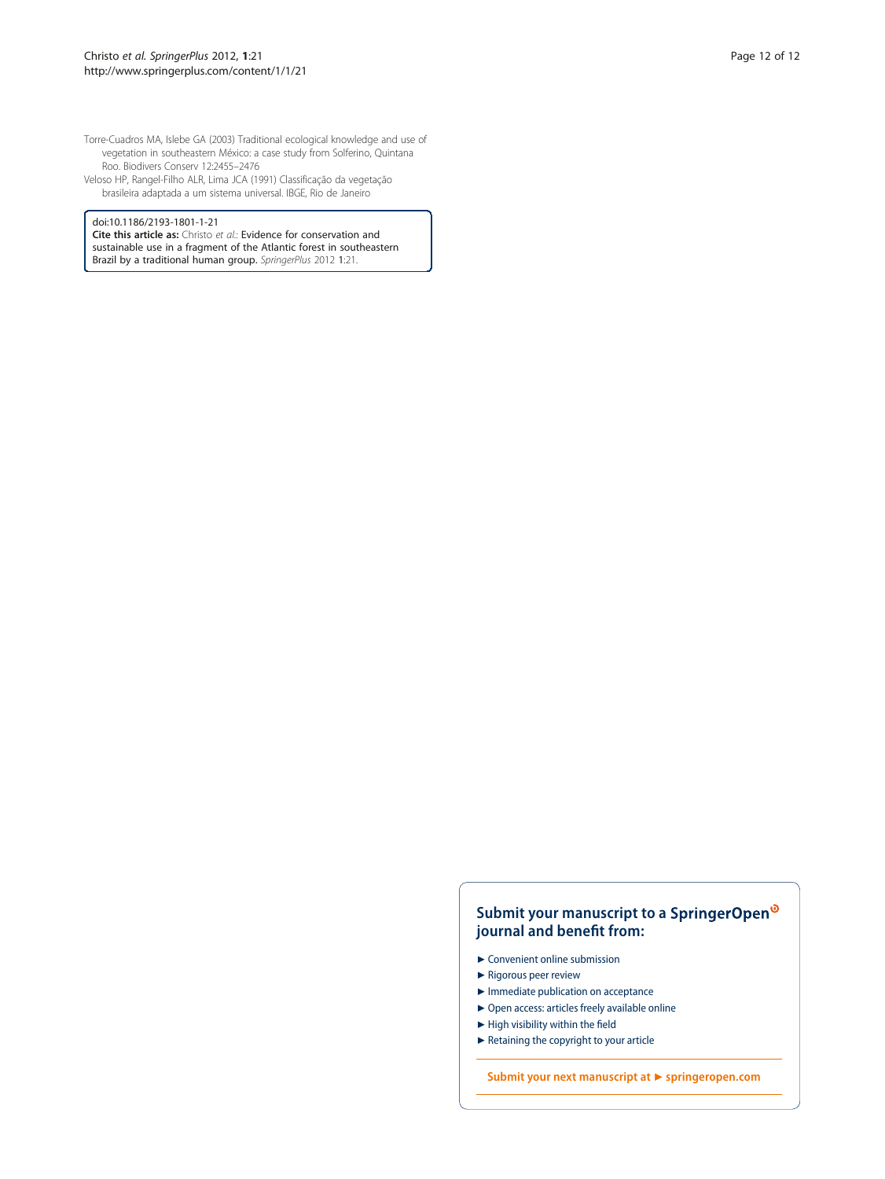Torre-Cuadros MA, Islebe GA (2003) Traditional ecological knowledge and use of vegetation in southeastern México: a case study from Solferino, Quintana Roo. Biodivers Conserv 12:2455–2476

Veloso HP, Rangel-Filho ALR, Lima JCA (1991) Classificação da vegetação brasileira adaptada a um sistema universal. IBGE, Rio de Janeiro

doi:10.1186/2193-1801-1-21
**Cite this article as:** Christo *et al.*: Evidence for conservation and sustainable use in a fragment of the Atlantic forest in southeastern Brazil by a traditional human group. *SpringerPlus* 2012 **1**:21.

**Submit your manuscript to a SpringerOpen journal and benefit from:**

- ► Convenient online submission
- ► Rigorous peer review
- ► Immediate publication on acceptance
- ► Open access: articles freely available online
- ► High visibility within the field
- ► Retaining the copyright to your article

**Submit your next manuscript at ► springeropen.com**